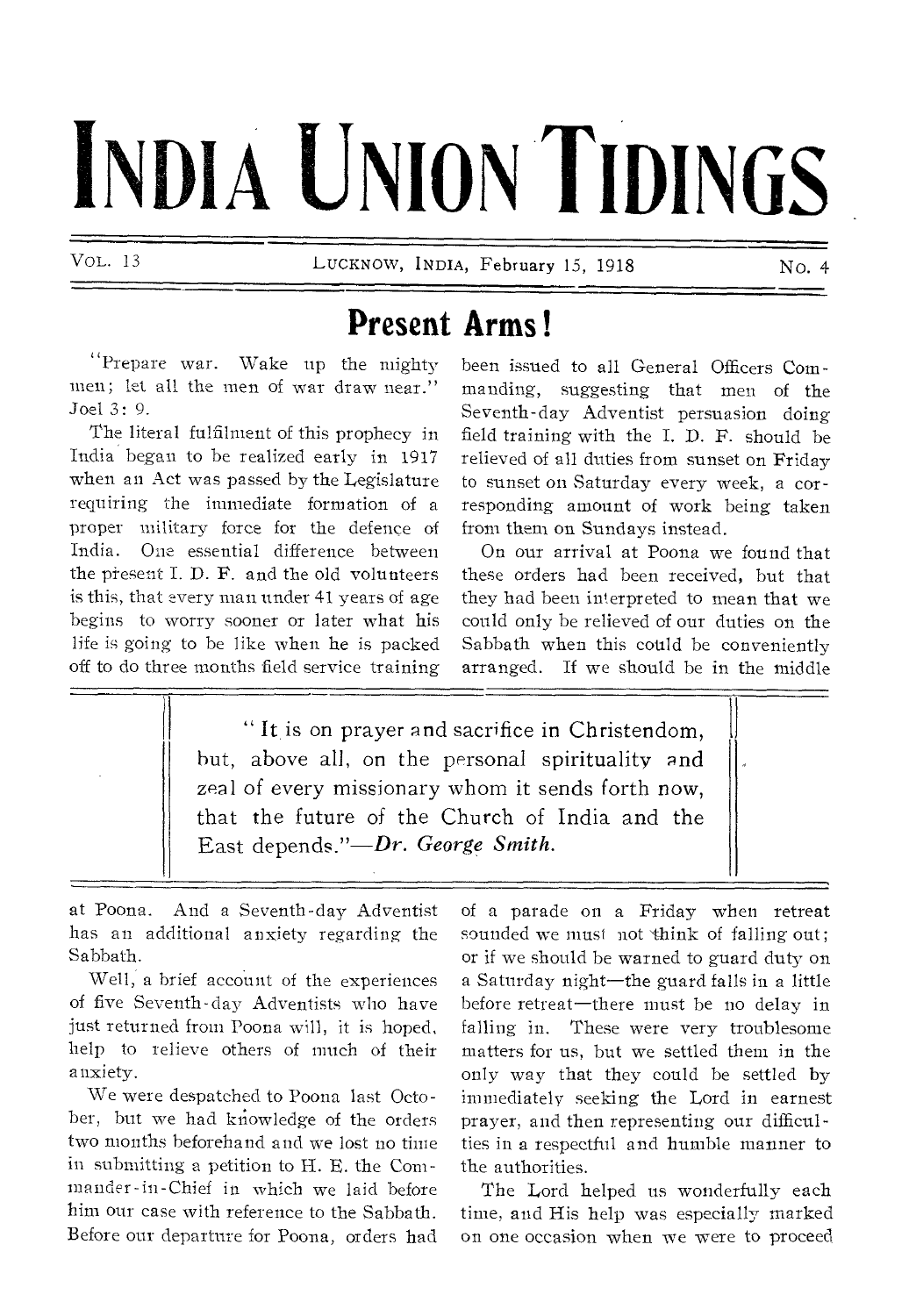# INDIA UNION TIDINGS

VOL. 13 — LUCKNOW, INDIA, February 15, 1918 — NO. 4

## Present Arms!

"Prepare war. Wake up the mighty men; let all the men of war draw near." Joel 3: 9.

The literal fulfilment of this prophecy in India began to be realized early in 1917 when an Act was passed by the Legislature requiring the immediate formation of a proper military force for the defence of India. One essential difference between the present I. D. F. and the old volunteers is this, that every man under 41 years of age begins to worry sooner or later what his life is going to be like when he is packed off to do three months field service training at Poona. And a Seventh-day Adventist has an additional anxiety regarding the Sabbath.

Well, a brief account of the experiences of five Seventh-day Adventists who have just returned from Poona will, it is hoped, help to relieve others of much of their anxiety.

We were despatched to Poona last October, but we had knowledge of the orders two months beforehand and we lost no time in submitting a petition to H. E. the Commander-in-Chief in which we laid before him our case with reference to the Sabbath. Before our departure for Poona, orders had been issued to all General Officers Commanding, suggesting that men of the Seventh-day Adventist persuasion doing field training with the I. D. F. should be relieved of all duties from sunset on Friday to sunset on Saturday every week, a corresponding amount of work being taken from them on Sundays instead.

On our arrival at Poona we found that these orders had been received, but that they had been interpreted to mean that we could only be relieved of our duties on the Sabbath when this could be conveniently arranged. If we should be in the middle of a parade on a Friday when retreat sounded we must not think of falling out; or if we should be warned to guard duty on a Saturday night—the guard falls in a little before retreat—there must be no delay in falling in. These were very troublesome matters for us, but we settled them in the only way that they could be settled by immediately seeking the Lord in earnest prayer, and then representing our difficulties in a respectful and humble manner to the authorities.

The Lord helped us wonderfully each time, and His help was especially marked on one occasion when we were to proceed

> "It is on prayer and sacrifice in Christendom, but, above all, on the personal spirituality and zeal of every missionary whom it sends forth now, that the future of the Church of India and the East depends."—*Dr. George Smith.*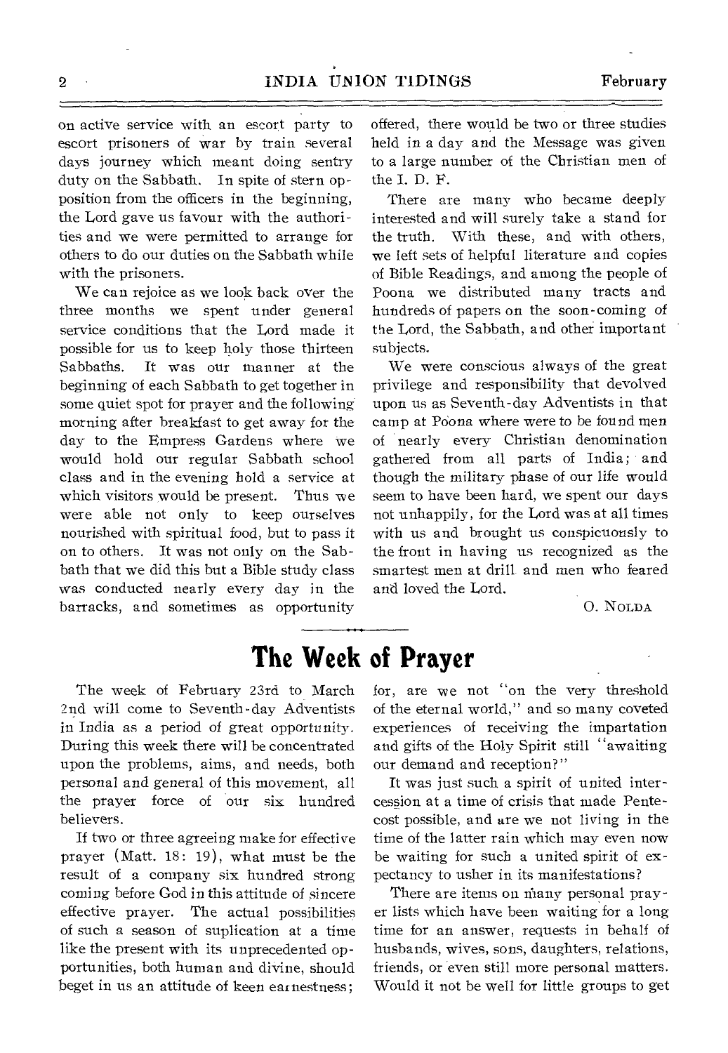on active service with an escort party to escort prisoners of war by train several days journey which meant doing sentry duty on the Sabbath. In spite of stern opposition from the officers in the beginning, the Lord gave us favour with the authorities and we were permitted to arrange for others to do our duties on the Sabbath while with the prisoners.

We can rejoice as we look back over the three months we spent under general service conditions that the Lord made it possible for us to keep holy those thirteen Sabbaths. It was our manner at the beginning of each Sabbath to get together in some quiet spot for prayer and the following morning after breakfast to get away for the day to the Empress Gardens where we would hold our regular Sabbath school class and in the evening hold a service at which visitors would be present. Thus we were able not only to keep ourselves nourished with spiritual food, but to pass it on to others. It was not only on the Sabbath that we did this but a Bible study class was conducted nearly every day in the barracks, and sometimes as opportunity offered, there would be two or three studies held in a day and the Message was given to a large number of the Christian men of the I. D. F.

There are many who became deeply interested and will surely take a stand for the truth. With these, and with others, we left sets of helpful literature and copies of Bible Readings, and among the people of Poona we distributed many tracts and hundreds of papers on the soon-coming of the Lord, the Sabbath, and other important subjects.

We were conscious always of the great privilege and responsibility that devolved upon us as Seventh-day Adventists in that camp at Poona where were to be found men of nearly every Christian denomination gathered from all parts of India; and though the military phase of our life would seem to have been hard, we spent our days not unhappily, for the Lord was at all times with us and brought us conspicuously to the front in having us recognized as the smartest men at drill and men who feared and loved the Lord.

O. Nolda

# The Week of Prayer

The week of February 23rd to March 2nd will come to Seventh-day Adventists in India as a period of great opportunity. During this week there will be concentrated upon the problems, aims, and needs, both personal and general of this movement, all the prayer force of our six hundred believers.

If two or three agreeing make for effective prayer (Matt. 18: 19), what must be the result of a company six hundred strong coming before God in this attitude of sincere effective prayer. The actual possibilities of such a season of suplication at a time like the present with its unprecedented opportunities, both human and divine, should beget in us an attitude of keen earnestness; for, are we not "on the very threshold of the eternal world," and so many coveted experiences of receiving the impartation and gifts of the Holy Spirit still "awaiting our demand and reception?"

It was just such a spirit of united intercession at a time of crisis that made Pentecost possible, and are we not living in the time of the latter rain which may even now be waiting for such a united spirit of expectancy to usher in its manifestations?

There are items on many personal prayer lists which have been waiting for a long time for an answer, requests in behalf of husbands, wives, sons, daughters, relations, friends, or even still more personal matters. Would it not be well for little groups to get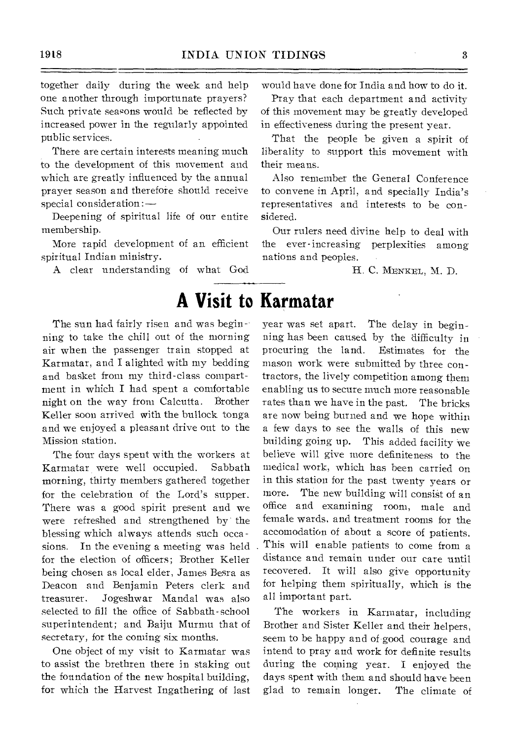together daily during the week and help one another through importunate prayers? Such private seasons would be reflected by increased power in the regularly appointed public services.

There are certain interests meaning much to the development of this movement and which are greatly influenced by the annual prayer season and therefore should receive special consideration:—

Deepening of spiritual life of our entire membership.

More rapid development of an efficient spiritual Indian ministry.

A clear understanding of what God would have done for India and how to do it.

Pray that each department and activity of this movement may be greatly developed in effectiveness during the present year.

That the people be given a spirit of liberality to support this movement with their means.

Also remember the General Conference to convene in April, and specially India's representatives and interests to be considered.

Our rulers need divine help to deal with the ever-increasing perplexities among nations and peoples.

H. C. MENKEL, M. D.

# A Visit to Karmatar

The sun had fairly risen and was beginning to take the chill out of the morning air when the passenger train stopped at Karmatar, and I alighted with my bedding and basket from my third-class compartment in which I had spent a comfortable night on the way from Calcutta. Brother Keller soon arrived with the bullock tonga and we enjoyed a pleasant drive out to the Mission station.

The four days spent with the workers at Karmatar were well occupied. Sabbath morning, thirty members gathered together for the celebration of the Lord's supper. There was a good spirit present and we were refreshed and strengthened by the blessing which always attends such occasions. In the evening a meeting was held for the election of officers; Brother Keller being chosen as local elder, James Besra as Deacon and Benjamin Peters clerk and treasurer. Jogeshwar Mandal was also selected to fill the office of Sabbath-school superintendent; and Baiju Murmu that of secretary, for the coming six months.

One object of my visit to Karmatar was to assist the brethren there in staking out the foundation of the new hospital building, for which the Harvest Ingathering of last year was set apart. The delay in beginning has been caused by the difficulty in procuring the land. Estimates for the mason work were submitted by three contractors, the lively competition among them enabling us to secure much more reasonable rates than we have in the past. The bricks are now being burned and we hope within a few days to see the walls of this new building going up. This added facility we believe will give more definiteness to the medical work, which has been carried on in this station for the past twenty years or more. The new building will consist of an office and examining room, male and female wards, and treatment rooms for the accomodation of about a score of patients. This will enable patients to come from a distance and remain under our care until recovered. It will also give opportunity for helping them spiritually, which is the all important part.

The workers in Karmatar, including Brother and Sister Keller and their helpers, seem to be happy and of good courage and intend to pray and work for definite results during the coming year. I enjoyed the days spent with them and should have been glad to remain longer. The climate of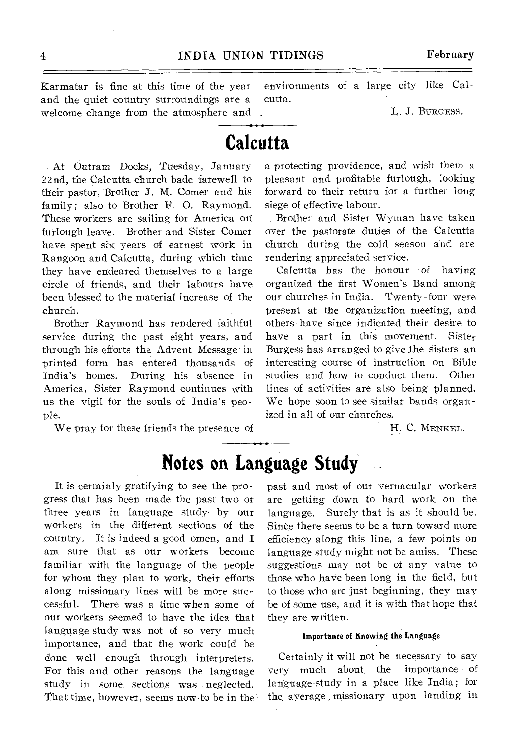Karmatar is fine at this time of the year and the quiet country surroundings are a welcome change from the atmosphere and environments of a large city like Calcutta.

L. J. BURGESS.

## Calcutta

At Outram Docks, Tuesday, January 22nd, the Calcutta church bade farewell to their pastor, Brother J. M. Comer and his family; also to Brother F. O. Raymond. These workers are sailing for America on furlough leave. Brother and Sister Comer have spent six years of earnest work in Rangoon and Calcutta, during which time they have endeared themselves to a large circle of friends, and their labours have been blessed to the material increase of the church.

Brother Raymond has rendered faithful service during the past eight years, and through his efforts the Advent Message in printed form has entered thousands of India's homes. During his absence in America, Sister Raymond continues with us the vigil for the souls of India's people.

We pray for these friends the presence of a protecting providence, and wish them a pleasant and profitable furlough, looking forward to their return for a further long siege of effective labour.

Brother and Sister Wyman have taken over the pastorate duties of the Calcutta church during the cold season and are rendering appreciated service.

Calcutta has the honour of having organized the first Women's Band among our churches in India. Twenty-four were present at the organization meeting, and others have since indicated their desire to have a part in this movement. Sister Burgess has arranged to give the sisters an interesting course of instruction on Bible studies and how to conduct them. Other lines of activities are also being planned. We hope soon to see similar bands organized in all of our churches.

H. C. MENKEL.

## Notes on Language Study

It is certainly gratifying to see the progress that has been made the past two or three years in language study by our workers in the different sections of the country. It is indeed a good omen, and I am sure that as our workers become familiar with the language of the people for whom they plan to work, their efforts along missionary lines will be more successful. There was a time when some of our workers seemed to have the idea that language study was not of so very much importance, and that the work could be done well enough through interpreters. For this and other reasons the language study in some sections was neglected. That time, however, seems now to be in the past and most of our vernacular workers are getting down to hard work on the language. Surely that is as it should be. Since there seems to be a turn toward more efficiency along this line, a few points on language study might not be amiss. These suggestions may not be of any value to those who have been long in the field, but to those who are just beginning, they may be of some use, and it is with that hope that they are written.

#### Importance of Knowing the Language

Certainly it will not be necessary to say very much about the importance of language study in a place like India; for the average missionary upon landing in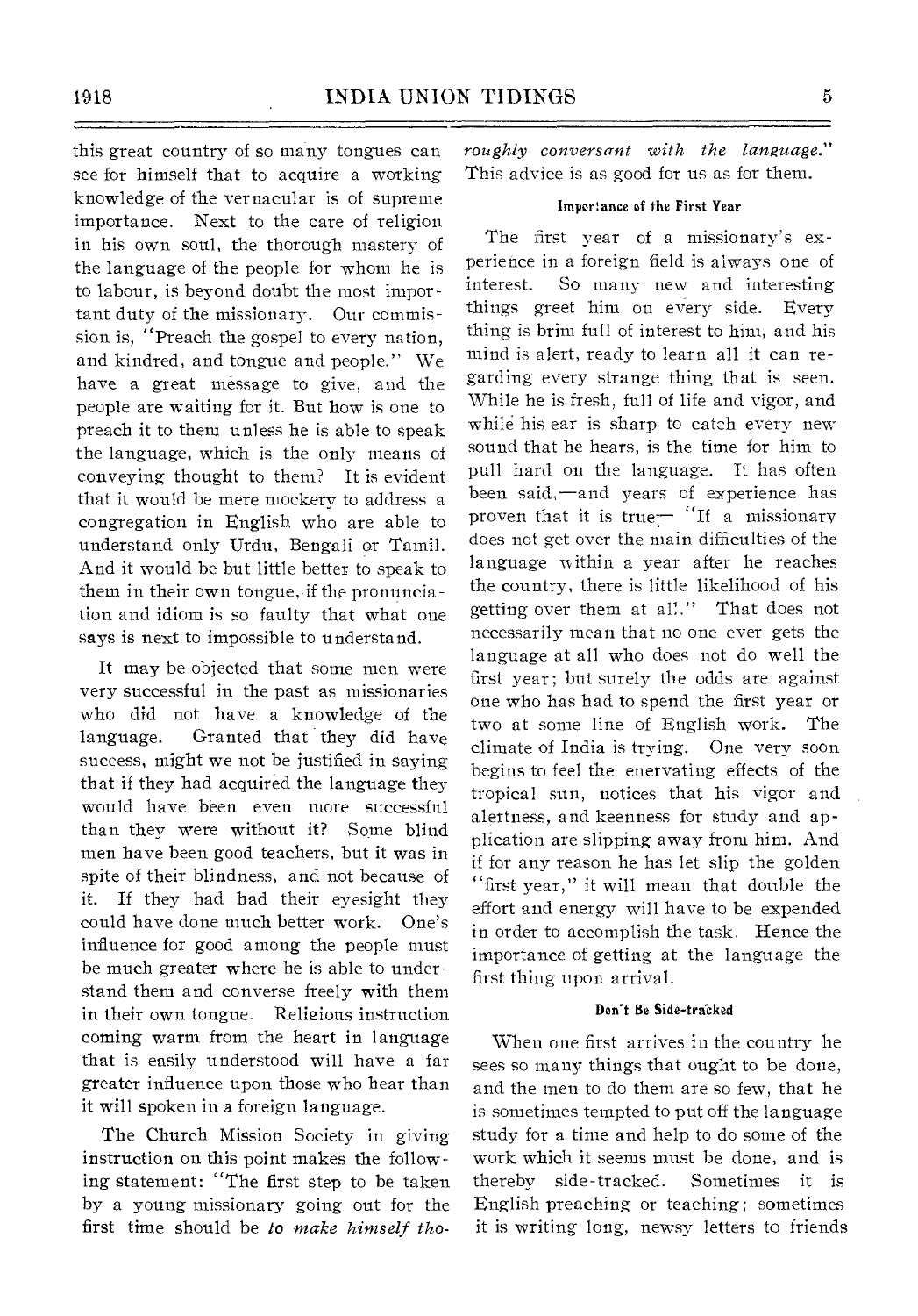this great country of so many tongues can see for himself that to acquire a working knowledge of the vernacular is of supreme importance. Next to the care of religion in his own soul, the thorough mastery of the language of the people for whom he is to labour, is beyond doubt the most important duty of the missionary. Our commission is, "Preach the gospel to every nation, and kindred, and tongue and people." We have a great message to give, and the people are waiting for it. But how is one to preach it to them unless he is able to speak the language, which is the only means of conveying thought to them? It is evident that it would be mere mockery to address a congregation in English who are able to understand only Urdu, Bengali or Tamil. And it would be but little better to speak to them in their own tongue, if the pronunciation and idiom is so faulty that what one says is next to impossible to understand.

It may be objected that some men were very successful in the past as missionaries who did not have a knowledge of the language. Granted that they did have success, might we not be justified in saying that if they had acquired the language they would have been even more successful than they were without it? Some blind men have been good teachers, but it was in spite of their blindness, and not because of it. If they had had their eyesight they could have done much better work. One's influence for good among the people must be much greater where he is able to understand them and converse freely with them in their own tongue. Religious instruction coming warm from the heart in language that is easily understood will have a far greater influence upon those who hear than it will spoken in a foreign language.

The Church Mission Society in giving instruction on this point makes the following statement: "The first step to be taken by a young missionary going out for the first time should be *to make himself thoroughly conversant with the language.*" This advice is as good for us as for them.

#### Importance of the First Year

The first year of a missionary's experience in a foreign field is always one of interest. So many new and interesting things greet him on every side. Every thing is brim full of interest to him, and his mind is alert, ready to learn all it can regarding every strange thing that is seen. While he is fresh, full of life and vigor, and while his ear is sharp to catch every new sound that he hears, is the time for him to pull hard on the language. It has often been said,—and years of experience has proven that it is true— "If a missionary does not get over the main difficulties of the language within a year after he reaches the country, there is little likelihood of his getting over them at all." That does not necessarily mean that no one ever gets the language at all who does not do well the first year; but surely the odds are against one who has had to spend the first year or two at some line of English work. The climate of India is trying. One very soon begins to feel the enervating effects of the tropical sun, notices that his vigor and alertness, and keenness for study and application are slipping away from him. And if for any reason he has let slip the golden "first year," it will mean that double the effort and energy will have to be expended in order to accomplish the task. Hence the importance of getting at the language the first thing upon arrival.

#### Don't Be Side-tracked

When one first arrives in the country he sees so many things that ought to be done, and the men to do them are so few, that he is sometimes tempted to put off the language study for a time and help to do some of the work which it seems must be done, and is thereby side-tracked. Sometimes it is English preaching or teaching; sometimes it is writing long, newsy letters to friends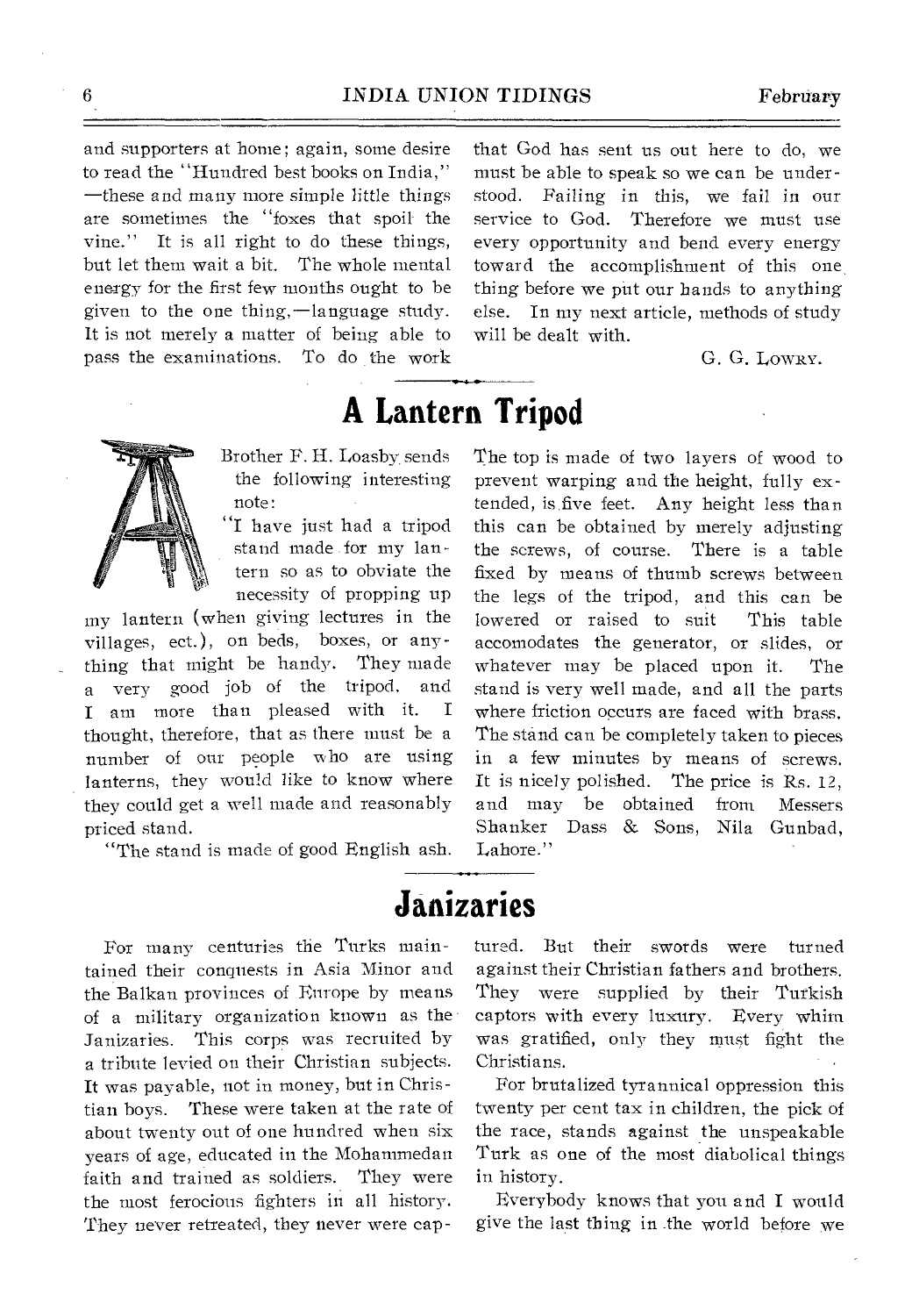and supporters at home; again, some desire to read the "Hundred best books on India,"—these and many more simple little things are sometimes the "foxes that spoil the vine." It is all right to do these things, but let them wait a bit. The whole mental energy for the first few months ought to be given to the one thing,—language study. It is not merely a matter of being able to pass the examinations. To do the work that God has sent us out here to do, we must be able to speak so we can be understood. Failing in this, we fail in our service to God. Therefore we must use every opportunity and bend every energy toward the accomplishment of this one thing before we put our hands to anything else. In my next article, methods of study will be dealt with.

G. G. LOWRY.

# A Lantern Tripod

Brother F. H. Loasby sends the following interesting note:

"I have just had a tripod stand made for my lantern so as to obviate the necessity of propping up my lantern (when giving lectures in the villages, ect.), on beds, boxes, or anything that might be handy. They made a very good job of the tripod, and I am more than pleased with it. I thought, therefore, that as there must be a number of our people who are using lanterns, they would like to know where they could get a well made and reasonably priced stand.

"The stand is made of good English ash. The top is made of two layers of wood to prevent warping and the height, fully extended, is five feet. Any height less than this can be obtained by merely adjusting the screws, of course. There is a table fixed by means of thumb screws between the legs of the tripod, and this can be lowered or raised to suit This table accomodates the generator, or slides, or whatever may be placed upon it. The stand is very well made, and all the parts where friction occurs are faced with brass. The stand can be completely taken to pieces in a few minutes by means of screws. It is nicely polished. The price is Rs. 12, and may be obtained from Messers Shanker Dass & Sons, Nila Gunbad, Lahore."

# Janizaries

For many centuries the Turks maintained their conquests in Asia Minor and the Balkan provinces of Europe by means of a military organization known as the Janizaries. This corps was recruited by a tribute levied on their Christian subjects. It was payable, not in money, but in Christian boys. These were taken at the rate of about twenty out of one hundred when six years of age, educated in the Mohammedan faith and trained as soldiers. They were the most ferocious fighters in all history. They never retreated, they never were captured. But their swords were turned against their Christian fathers and brothers. They were supplied by their Turkish captors with every luxury. Every whim was gratified, only they must fight the Christians.

For brutalized tyrannical oppression this twenty per cent tax in children, the pick of the race, stands against the unspeakable Turk as one of the most diabolical things in history.

Everybody knows that you and I would give the last thing in the world before we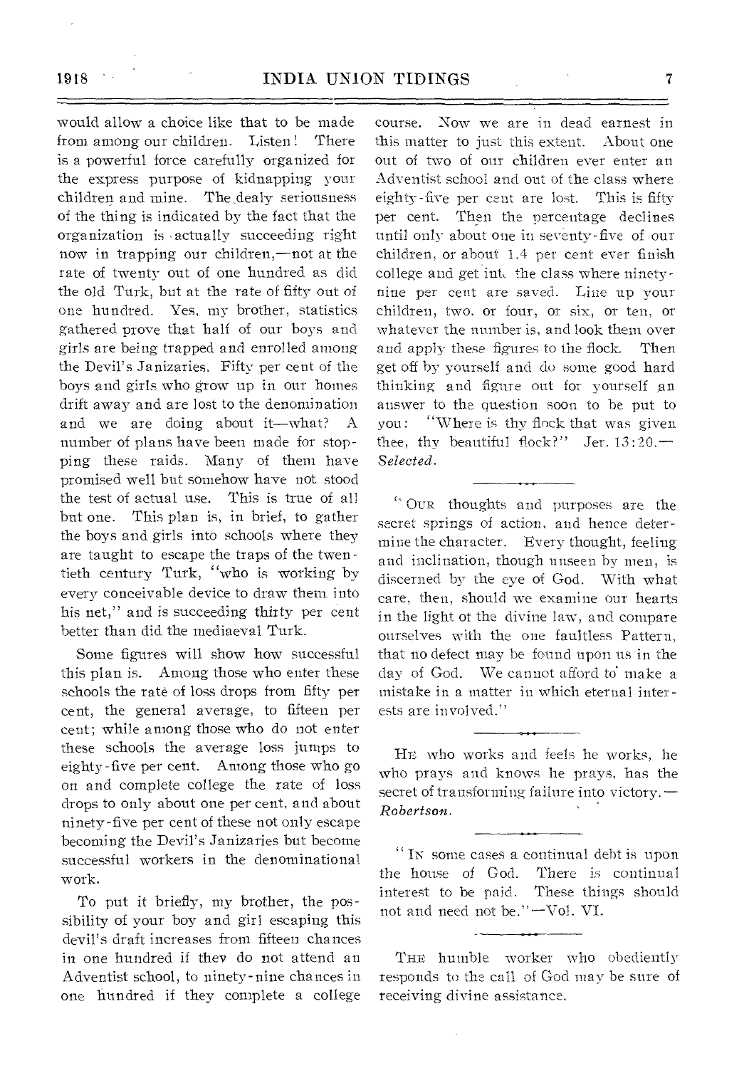would allow a choice like that to be made from among our children. Listen! There is a powerful force carefully organized for the express purpose of kidnapping your children and mine. The dealy seriousness of the thing is indicated by the fact that the organization is actually succeeding right now in trapping our children,—not at the rate of twenty out of one hundred as did the old Turk, but at the rate of fifty out of one hundred. Yes, my brother, statistics gathered prove that half of our boys and girls are being trapped and enrolled among the Devil's Janizaries. Fifty per cent of the boys and girls who grow up in our homes drift away and are lost to the denomination and we are doing about it—what? A number of plans have been made for stopping these raids. Many of them have promised well but somehow have not stood the test of actual use. This is true of all but one. This plan is, in brief, to gather the boys and girls into schools where they are taught to escape the traps of the twentieth century Turk, "who is working by every conceivable device to draw them into his net," and is succeeding thirty per cent better than did the mediaeval Turk.

Some figures will show how successful this plan is. Among those who enter these schools the rate of loss drops from fifty per cent, the general average, to fifteen per cent; while among those who do not enter these schools the average loss jumps to eighty-five per cent. Among those who go on and complete college the rate of loss drops to only about one per cent, and about ninety-five per cent of these not only escape becoming the Devil's Janizaries but become successful workers in the denominational work.

To put it briefly, my brother, the possibility of your boy and girl escaping this devil's draft increases from fifteen chances in one hundred if they do not attend an Adventist school, to ninety-nine chances in one hundred if they complete a college course. Now we are in dead earnest in this matter to just this extent. About one out of two of our children ever enter an Adventist school and out of the class where eighty-five per cent are lost. This is fifty per cent. Then the percentage declines until only about one in seventy-five of our children, or about 1.4 per cent ever finish college and get into the class where ninety-nine per cent are saved. Line up your children, two, or four, or six, or ten, or whatever the number is, and look them over and apply these figures to the flock. Then get off by yourself and do some good hard thinking and figure out for yourself an answer to the question soon to be put to you: "Where is thy flock that was given thee, thy beautiful flock?" Jer. 13:20.—*Selected.*

---

"OUR thoughts and purposes are the secret springs of action, and hence determine the character. Every thought, feeling and inclination, though unseen by men, is discerned by the eye of God. With what care, then, should we examine our hearts in the light of the divine law, and compare ourselves with the one faultless Pattern, that no defect may be found upon us in the day of God. We cannot afford to make a mistake in a matter in which eternal interests are involved."

---

HE who works and feels he works, he who prays and knows he prays, has the secret of transforming failure into victory.—*Robertson.*

---

"IN some cases a continual debt is upon the house of God. There is continual interest to be paid. These things should not and need not be."—Vol. VI.

---

THE humble worker who obediently responds to the call of God may be sure of receiving divine assistance.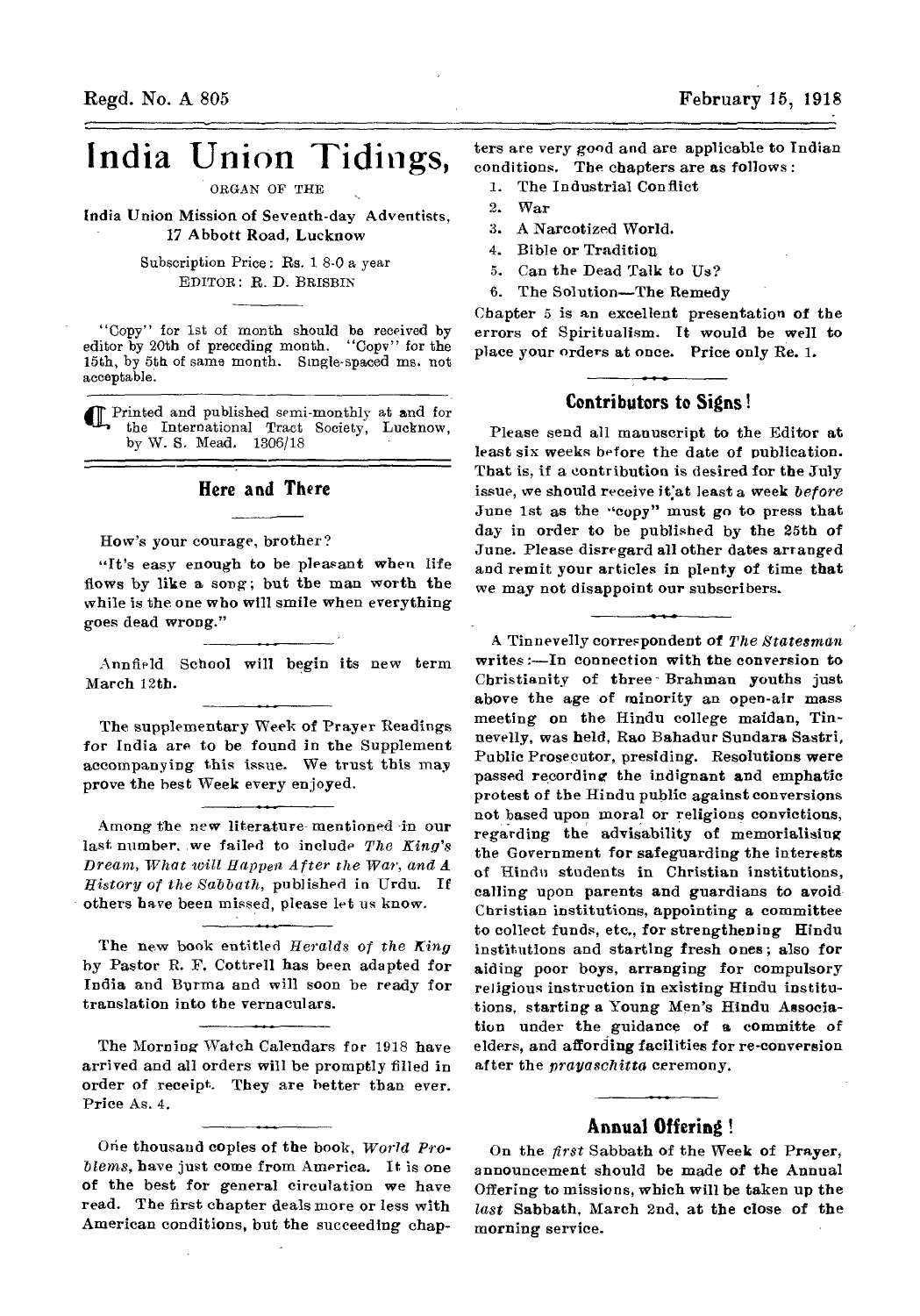Regd. No. A 805

February 15, 1918

# India Union Tidings,

ORGAN OF THE

India Union Mission of Seventh-day Adventists, 17 Abbott Road, Lucknow

Subscription Price: Rs. 1 8-0 a year

EDITOR: R. D. BRISBIN

"Copy" for 1st of month should be received by editor by 20th of preceding month. "Copy" for the 15th, by 5th of same month. Single-spaced ms. not acceptable.

Printed and published semi-monthly at and for the International Tract Society, Lucknow, by W. S. Mead. 1306/18

## Here and There

How's your courage, brother?

"It's easy enough to be pleasant when life flows by like a song; but the man worth the while is the one who will smile when everything goes dead wrong."

Annfield School will begin its new term March 12th.

The supplementary Week of Prayer Readings for India are to be found in the Supplement accompanying this issue. We trust this may prove the best Week every enjoyed.

Among the new literature mentioned in our last number, we failed to include *The King's Dream, What will Happen After the War, and A History of the Sabbath*, published in Urdu. If others have been missed, please let us know.

The new book entitled *Heralds of the King* by Pastor R. F. Cottrell has been adapted for India and Burma and will soon be ready for translation into the vernaculars.

The Morning Watch Calendars for 1918 have arrived and all orders will be promptly filled in order of receipt. They are better than ever. Price As. 4.

One thousand copies of the book, *World Problems*, have just come from America. It is one of the best for general circulation we have read. The first chapter deals more or less with American conditions, but the succeeding chapters are very good and are applicable to Indian conditions. The chapters are as follows:

1. The Industrial Conflict
2. War
3. A Narcotized World.
4. Bible or Tradition
5. Can the Dead Talk to Us?
6. The Solution—The Remedy

Chapter 5 is an excellent presentation of the errors of Spiritualism. It would be well to place your orders at once. Price only Re. 1.

## Contributors to Signs!

Please send all manuscript to the Editor at least six weeks before the date of publication. That is, if a contribution is desired for the July issue, we should receive it at least a week *before* June 1st as the "copy" must go to press that day in order to be published by the 25th of June. Please disregard all other dates arranged and remit your articles in plenty of time that we may not disappoint our subscribers.

A Tinnevelly correspondent of *The Statesman* writes:—In connection with the conversion to Christianity of three Brahman youths just above the age of minority an open-air mass meeting on the Hindu college maidan, Tinnevelly, was held, Rao Bahadur Sundara Sastri, Public Prosecutor, presiding. Resolutions were passed recording the indignant and emphatic protest of the Hindu public against conversions not based upon moral or religious convictions, regarding the advisability of memorialising the Government for safeguarding the interests of Hindu students in Christian institutions, calling upon parents and guardians to avoid Christian institutions, appointing a committee to collect funds, etc., for strengthening Hindu institutions and starting fresh ones; also for aiding poor boys, arranging for compulsory religious instruction in existing Hindu institutions, starting a Young Men's Hindu Association under the guidance of a committe of elders, and affording facilities for re-conversion after the *prayaschitta* ceremony.

## Annual Offering!

On the *first* Sabbath of the Week of Prayer, announcement should be made of the Annual Offering to missions, which will be taken up the *last* Sabbath, March 2nd, at the close of the morning service.